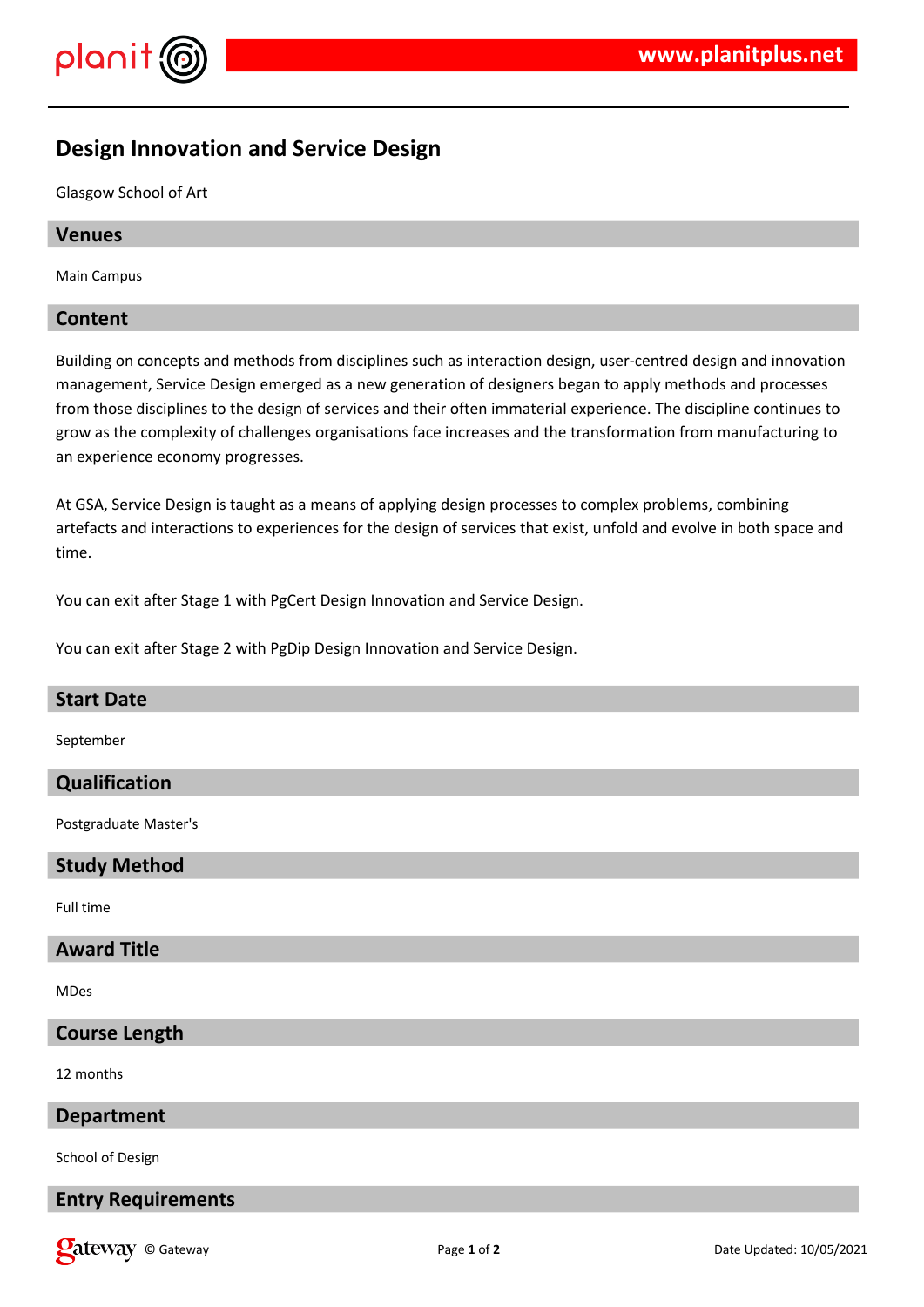# Design Innovation and Service Design

Glasgow School of Art

## Venues

Main Campus

## Content

Building on concepts and methods from disciplines such as interaction design, user-centred design and innovation management, Service Design emerged as a new generation of designers began to apply methods and processes from those disciplines to the design of services and their often immaterial experience. The discipline continues to grow as the complexity of challenges organisations face increases and the transformation from manufacturing to an experience economy progresses.

At GSA, Service Design is taught as a means of applying design processes to complex problems, combining artefacts and interactions to experiences for the design of services that exist, unfold and evolve in both space and time.

You can exit after Stage 1 with PgCert Design Innovation and Service Design.

You can exit after Stage 2 with PgDip Design Innovation and Service Design.

## Start Date

September

## Qualification

Postgraduate Master's

## Study Method

Full time

## Award Title

MDes

## Course Length

12 months

## Department

School of Design

## Entry Requirements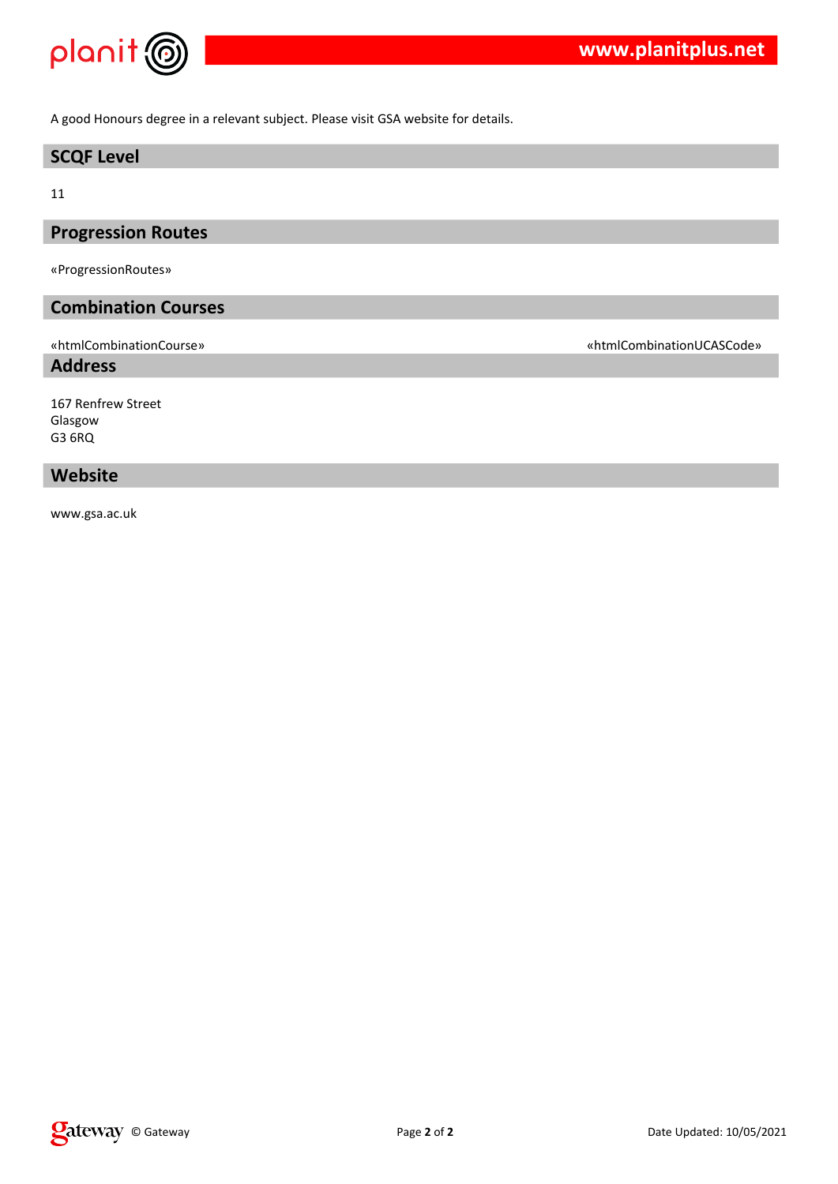A good Honours degree in a relevant subject. Please visit GSA website for details.

## SCQF Level

11

## Progression Routes

«ProgressionRoutes»

## Combination Courses

«htmlCombinationCourse» «htmlCombinationUCASCode»

## Address

167 Renfrew Street
Glasgow
G3 6RQ

## Website

www.gsa.ac.uk